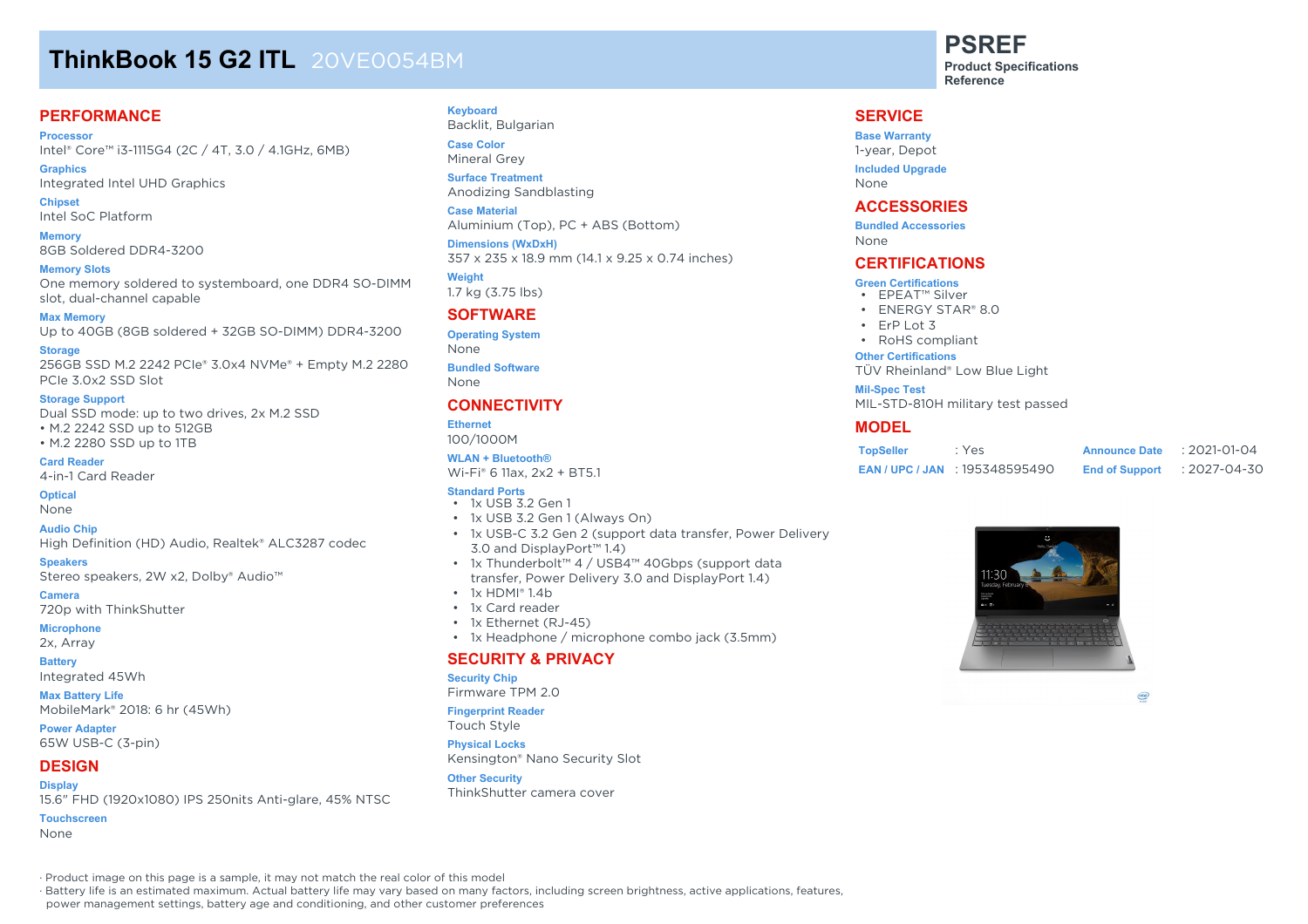# ThinkBook 15 G2 ITL 20VE0054BM

**PSREF**
**Product Specifications Reference**

## PERFORMANCE

**Processor**
Intel® Core™ i3-1115G4 (2C / 4T, 3.0 / 4.1GHz, 6MB)

**Graphics**
Integrated Intel UHD Graphics

**Chipset**
Intel SoC Platform

**Memory**
8GB Soldered DDR4-3200

**Memory Slots**
One memory soldered to systemboard, one DDR4 SO-DIMM slot, dual-channel capable

**Max Memory**
Up to 40GB (8GB soldered + 32GB SO-DIMM) DDR4-3200

**Storage**
256GB SSD M.2 2242 PCIe® 3.0x4 NVMe® + Empty M.2 2280 PCIe 3.0x2 SSD Slot

**Storage Support**
Dual SSD mode: up to two drives, 2x M.2 SSD
- M.2 2242 SSD up to 512GB
- M.2 2280 SSD up to 1TB

**Card Reader**
4-in-1 Card Reader

**Optical**
None

**Audio Chip**
High Definition (HD) Audio, Realtek® ALC3287 codec

**Speakers**
Stereo speakers, 2W x2, Dolby® Audio™

**Camera**
720p with ThinkShutter

**Microphone**
2x, Array

**Battery**
Integrated 45Wh

**Max Battery Life**
MobileMark® 2018: 6 hr (45Wh)

**Power Adapter**
65W USB-C (3-pin)

## DESIGN

**Display**
15.6" FHD (1920x1080) IPS 250nits Anti-glare, 45% NTSC

**Touchscreen**
None

**Keyboard**
Backlit, Bulgarian

**Case Color**
Mineral Grey

**Surface Treatment**
Anodizing Sandblasting

**Case Material**
Aluminium (Top), PC + ABS (Bottom)

**Dimensions (WxDxH)**
357 x 235 x 18.9 mm (14.1 x 9.25 x 0.74 inches)

**Weight**
1.7 kg (3.75 lbs)

## SOFTWARE

**Operating System**
None

**Bundled Software**
None

## CONNECTIVITY

**Ethernet**
100/1000M

**WLAN + Bluetooth®**
Wi-Fi® 6 11ax, 2x2 + BT5.1

**Standard Ports**
- 1x USB 3.2 Gen 1
- 1x USB 3.2 Gen 1 (Always On)
- 1x USB-C 3.2 Gen 2 (support data transfer, Power Delivery 3.0 and DisplayPort™ 1.4)
- 1x Thunderbolt™ 4 / USB4™ 40Gbps (support data transfer, Power Delivery 3.0 and DisplayPort 1.4)
- 1x HDMI® 1.4b
- 1x Card reader
- 1x Ethernet (RJ-45)
- 1x Headphone / microphone combo jack (3.5mm)

## SECURITY & PRIVACY

**Security Chip**
Firmware TPM 2.0

**Fingerprint Reader**
Touch Style

**Physical Locks**
Kensington® Nano Security Slot

**Other Security**
ThinkShutter camera cover

## SERVICE

**Base Warranty**
1-year, Depot

**Included Upgrade**
None

## ACCESSORIES

**Bundled Accessories**
None

## CERTIFICATIONS

**Green Certifications**
- EPEAT™ Silver
- ENERGY STAR® 8.0
- ErP Lot 3
- RoHS compliant

**Other Certifications**
TÜV Rheinland® Low Blue Light

**Mil-Spec Test**
MIL-STD-810H military test passed

## MODEL

| | | | |
|---|---|---|---|
| **TopSeller** | : Yes | **Announce Date** | : 2021-01-04 |
| **EAN / UPC / JAN** | : 195348595490 | **End of Support** | : 2027-04-30 |

· Product image on this page is a sample, it may not match the real color of this model
· Battery life is an estimated maximum. Actual battery life may vary based on many factors, including screen brightness, active applications, features, power management settings, battery age and conditioning, and other customer preferences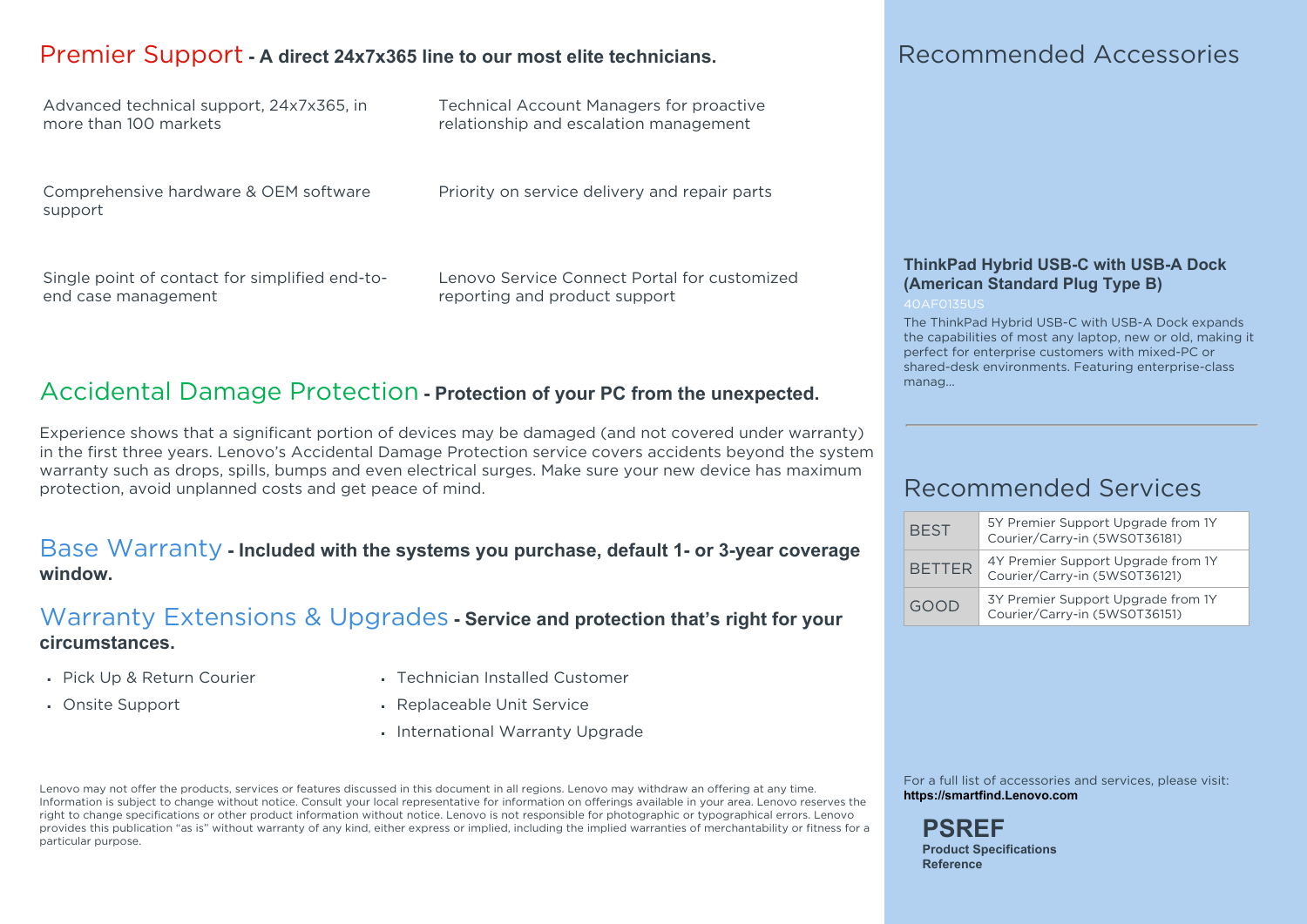## Premier Support **- A direct 24x7x365 line to our most elite technicians.**

Advanced technical support, 24x7x365, in more than 100 markets

Technical Account Managers for proactive relationship and escalation management

Comprehensive hardware & OEM software support

Priority on service delivery and repair parts

Single point of contact for simplified end-to-end case management

Lenovo Service Connect Portal for customized reporting and product support

## Accidental Damage Protection **- Protection of your PC from the unexpected.**

Experience shows that a significant portion of devices may be damaged (and not covered under warranty) in the first three years. Lenovo's Accidental Damage Protection service covers accidents beyond the system warranty such as drops, spills, bumps and even electrical surges. Make sure your new device has maximum protection, avoid unplanned costs and get peace of mind.

## Base Warranty **- Included with the systems you purchase, default 1- or 3-year coverage window.**

## Warranty Extensions & Upgrades **- Service and protection that's right for your circumstances.**

- Pick Up & Return Courier
- Onsite Support
- Technician Installed Customer
- Replaceable Unit Service
- International Warranty Upgrade

Lenovo may not offer the products, services or features discussed in this document in all regions. Lenovo may withdraw an offering at any time. Information is subject to change without notice. Consult your local representative for information on offerings available in your area. Lenovo reserves the right to change specifications or other product information without notice. Lenovo is not responsible for photographic or typographical errors. Lenovo provides this publication "as is" without warranty of any kind, either express or implied, including the implied warranties of merchantability or fitness for a particular purpose.

## Recommended Accessories

**ThinkPad Hybrid USB-C with USB-A Dock (American Standard Plug Type B)**

40AF0135US

The ThinkPad Hybrid USB-C with USB-A Dock expands the capabilities of most any laptop, new or old, making it perfect for enterprise customers with mixed-PC or shared-desk environments. Featuring enterprise-class manag...

## Recommended Services

| | |
|---|---|
| BEST | 5Y Premier Support Upgrade from 1Y Courier/Carry-in (5WS0T36181) |
| BETTER | 4Y Premier Support Upgrade from 1Y Courier/Carry-in (5WS0T36121) |
| GOOD | 3Y Premier Support Upgrade from 1Y Courier/Carry-in (5WS0T36151) |

For a full list of accessories and services, please visit: **https://smartfind.Lenovo.com**

**PSREF**
**Product Specifications Reference**